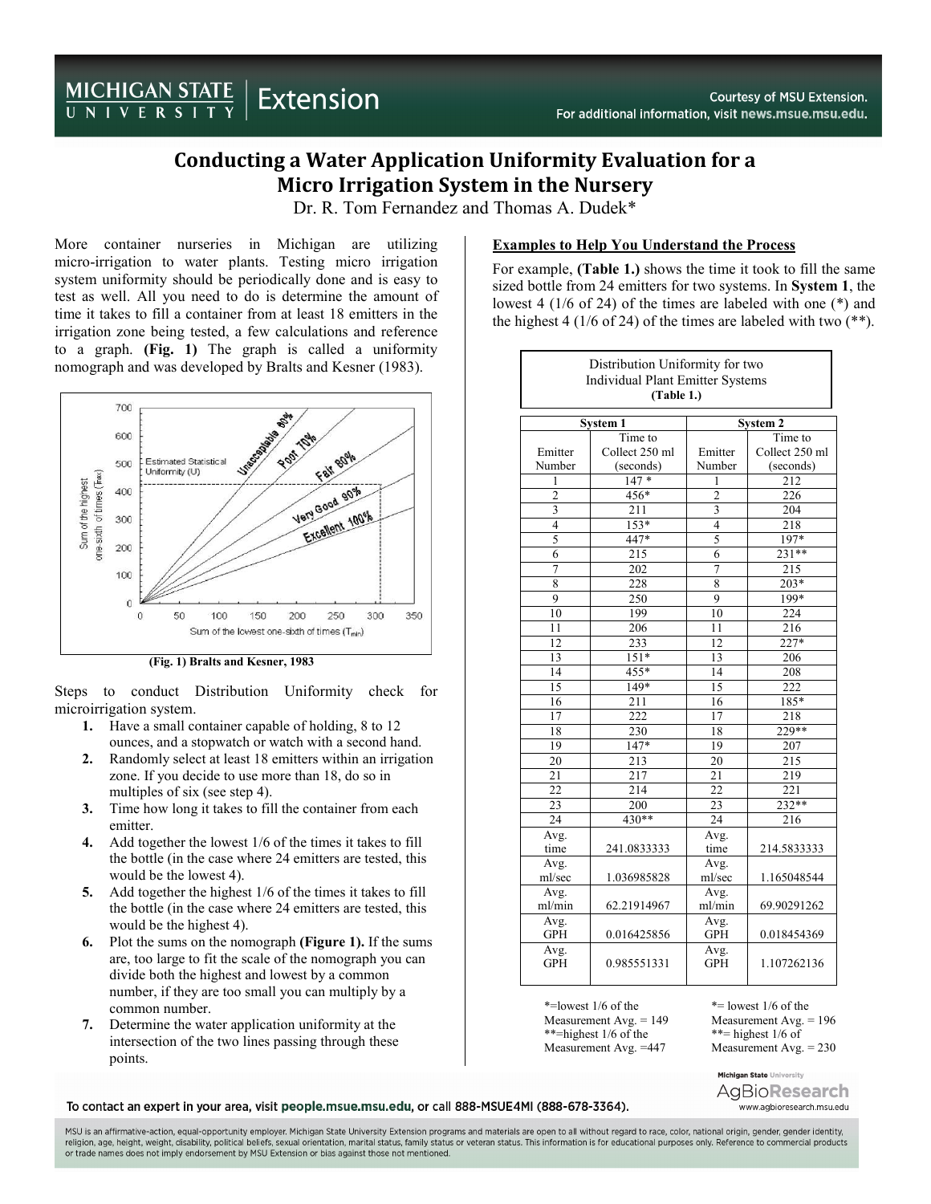# Conducting a Water Application Uniformity Evaluation for a Micro Irrigation System in the Nursery

Dr. R. Tom Fernandez and Thomas A. Dudek*

More container nurseries in Michigan are utilizing micro-irrigation to water plants. Testing micro irrigation system uniformity should be periodically done and is easy to test as well. All you need to do is determine the amount of time it takes to fill a container from at least 18 emitters in the irrigation zone being tested, a few calculations and reference to a graph. **(Fig. 1)** The graph is called a uniformity nomograph and was developed by Bralts and Kesner (1983).

**(Fig. 1) Bralts and Kesner, 1983**

Steps to conduct Distribution Uniformity check for microirrigation system.

1. Have a small container capable of holding, 8 to 12 ounces, and a stopwatch or watch with a second hand.
2. Randomly select at least 18 emitters within an irrigation zone. If you decide to use more than 18, do so in multiples of six (see step 4).
3. Time how long it takes to fill the container from each emitter.
4. Add together the lowest 1/6 of the times it takes to fill the bottle (in the case where 24 emitters are tested, this would be the lowest 4).
5. Add together the highest 1/6 of the times it takes to fill the bottle (in the case where 24 emitters are tested, this would be the highest 4).
6. Plot the sums on the nomograph **(Figure 1).** If the sums are, too large to fit the scale of the nomograph you can divide both the highest and lowest by a common number, if they are too small you can multiply by a common number.
7. Determine the water application uniformity at the intersection of the two lines passing through these points.

## Examples to Help You Understand the Process

For example, **(Table 1.)** shows the time it took to fill the same sized bottle from 24 emitters for two systems. In **System 1**, the lowest 4 (1/6 of 24) of the times are labeled with one (*) and the highest 4 (1/6 of 24) of the times are labeled with two (**).

Distribution Uniformity for two Individual Plant Emitter Systems
**(Table 1.)**

| System 1 | | System 2 | |
|---|---|---|---|
| Emitter Number | Time to Collect 250 ml (seconds) | Emitter Number | Time to Collect 250 ml (seconds) |
| 1 | 147 * | 1 | 212 |
| 2 | 456* | 2 | 226 |
| 3 | 211 | 3 | 204 |
| 4 | 153* | 4 | 218 |
| 5 | 447* | 5 | 197* |
| 6 | 215 | 6 | 231** |
| 7 | 202 | 7 | 215 |
| 8 | 228 | 8 | 203* |
| 9 | 250 | 9 | 199* |
| 10 | 199 | 10 | 224 |
| 11 | 206 | 11 | 216 |
| 12 | 233 | 12 | 227* |
| 13 | 151* | 13 | 206 |
| 14 | 455* | 14 | 208 |
| 15 | 149* | 15 | 222 |
| 16 | 211 | 16 | 185* |
| 17 | 222 | 17 | 218 |
| 18 | 230 | 18 | 229** |
| 19 | 147* | 19 | 207 |
| 20 | 213 | 20 | 215 |
| 21 | 217 | 21 | 219 |
| 22 | 214 | 22 | 221 |
| 23 | 200 | 23 | 232** |
| 24 | 430** | 24 | 216 |
| Avg. time | 241.0833333 | Avg. time | 214.5833333 |
| Avg. ml/sec | 1.036985828 | Avg. ml/sec | 1.165048544 |
| Avg. ml/min | 62.21914967 | Avg. ml/min | 69.90291262 |
| Avg. GPH | 0.016425856 | Avg. GPH | 0.018454369 |
| Avg. GPH | 0.985551331 | Avg. GPH | 1.107262136 |

*=lowest 1/6 of the Measurement Avg. = 149
**=highest 1/6 of the Measurement Avg. =447

*= lowest 1/6 of the Measurement Avg. = 196
**= highest 1/6 of Measurement Avg. = 230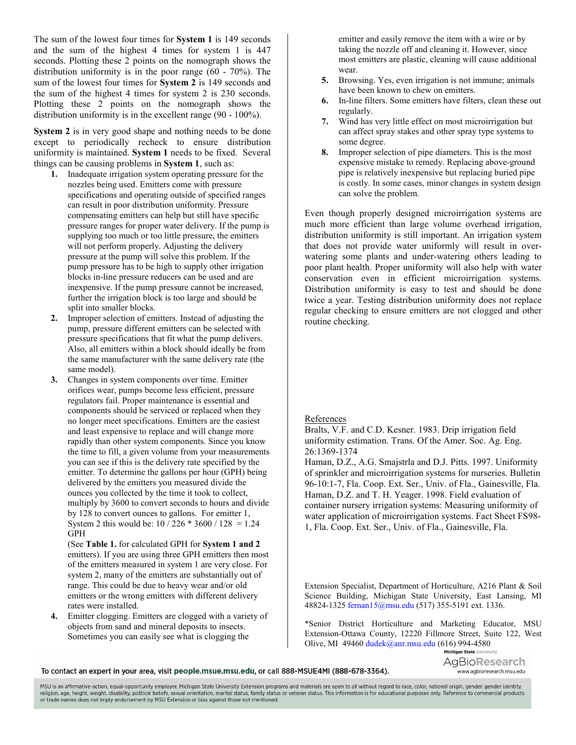The sum of the lowest four times for **System 1** is 149 seconds and the sum of the highest 4 times for system 1 is 447 seconds. Plotting these 2 points on the nomograph shows the distribution uniformity is in the poor range (60 - 70%). The sum of the lowest four times for **System 2** is 149 seconds and the sum of the highest 4 times for system 2 is 230 seconds. Plotting these 2 points on the nomograph shows the distribution uniformity is in the excellent range (90 - 100%).

**System 2** is in very good shape and nothing needs to be done except to periodically recheck to ensure distribution uniformity is maintained. **System 1** needs to be fixed. Several things can be causing problems in **System 1**, such as:

1. Inadequate irrigation system operating pressure for the nozzles being used. Emitters come with pressure specifications and operating outside of specified ranges can result in poor distribution uniformity. Pressure compensating emitters can help but still have specific pressure ranges for proper water delivery. If the pump is supplying too much or too little pressure, the emitters will not perform properly. Adjusting the delivery pressure at the pump will solve this problem. If the pump pressure has to be high to supply other irrigation blocks in-line pressure reducers can be used and are inexpensive. If the pump pressure cannot be increased, further the irrigation block is too large and should be split into smaller blocks.
2. Improper selection of emitters. Instead of adjusting the pump, pressure different emitters can be selected with pressure specifications that fit what the pump delivers. Also, all emitters within a block should ideally be from the same manufacturer with the same delivery rate (the same model).
3. Changes in system components over time. Emitter orifices wear, pumps become less efficient, pressure regulators fail. Proper maintenance is essential and components should be serviced or replaced when they no longer meet specifications. Emitters are the easiest and least expensive to replace and will change more rapidly than other system components. Since you know the time to fill, a given volume from your measurements you can see if this is the delivery rate specified by the emitter. To determine the gallons per hour (GPH) being delivered by the emitters you measured divide the ounces you collected by the time it took to collect, multiply by 3600 to convert seconds to hours and divide by 128 to convert ounces to gallons. For emitter 1, System 2 this would be: $10 / 226 * 3600 / 128 = 1.24$ GPH

   (See **Table 1.** for calculated GPH for **System 1 and 2** emitters). If you are using three GPH emitters then most of the emitters measured in system 1 are very close. For system 2, many of the emitters are substantially out of range. This could be due to heavy wear and/or old emitters or the wrong emitters with different delivery rates were installed.
4. Emitter clogging. Emitters are clogged with a variety of objects from sand and mineral deposits to insects. Sometimes you can easily see what is clogging the emitter and easily remove the item with a wire or by taking the nozzle off and cleaning it. However, since most emitters are plastic, cleaning will cause additional wear.
5. Browsing. Yes, even irrigation is not immune; animals have been known to chew on emitters.
6. In-line filters. Some emitters have filters, clean these out regularly.
7. Wind has very little effect on most microirrigation but can affect spray stakes and other spray type systems to some degree.
8. Improper selection of pipe diameters. This is the most expensive mistake to remedy. Replacing above-ground pipe is relatively inexpensive but replacing buried pipe is costly. In some cases, minor changes in system design can solve the problem.

Even though properly designed microirrigation systems are much more efficient than large volume overhead irrigation, distribution uniformity is still important. An irrigation system that does not provide water uniformly will result in over-watering some plants and under-watering others leading to poor plant health. Proper uniformity will also help with water conservation even in efficient microirrigation systems. Distribution uniformity is easy to test and should be done twice a year. Testing distribution uniformity does not replace regular checking to ensure emitters are not clogged and other routine checking.

References

Bralts, V.F. and C.D. Kesner. 1983. Drip irrigation field uniformity estimation. Trans. Of the Amer. Soc. Ag. Eng. 26:1369-1374

Haman, D.Z., A.G. Smajstrla and D.J. Pitts. 1997. Uniformity of sprinkler and microirrigation systems for nurseries. Bulletin 96-10:1-7, Fla. Coop. Ext. Ser., Univ. of Fla., Gainesville, Fla.

Haman, D.Z. and T. H. Yeager. 1998. Field evaluation of container nursery irrigation systems: Measuring uniformity of water application of microirrigation systems. Fact Sheet FS98-1, Fla. Coop. Ext. Ser., Univ. of Fla., Gainesville, Fla.

Extension Specialist, Department of Horticulture, A216 Plant & Soil Science Building, Michigan State University, East Lansing, MI 48824-1325 fernan15@msu.edu (517) 355-5191 ext. 1336.

*Senior District Horticulture and Marketing Educator, MSU Extension-Ottawa County, 12220 Fillmore Street, Suite 122, West Olive, MI 49460 dudek@anr.msu.edu (616) 994-4580

To contact an expert in your area, visit people.msue.msu.edu, or call 888-MSUE4MI (888-678-3364).

MSU is an affirmative-action, equal-opportunity employer. Michigan State University Extension programs and materials are open to all without regard to race, color, national origin, gender, gender identity, religion, age, height, weight, disability, political beliefs, sexual orientation, marital status, family status or veteran status. This information is for educational purposes only. Reference to commercial products or trade names does not imply endorsement by MSU Extension or bias against those not mentioned.